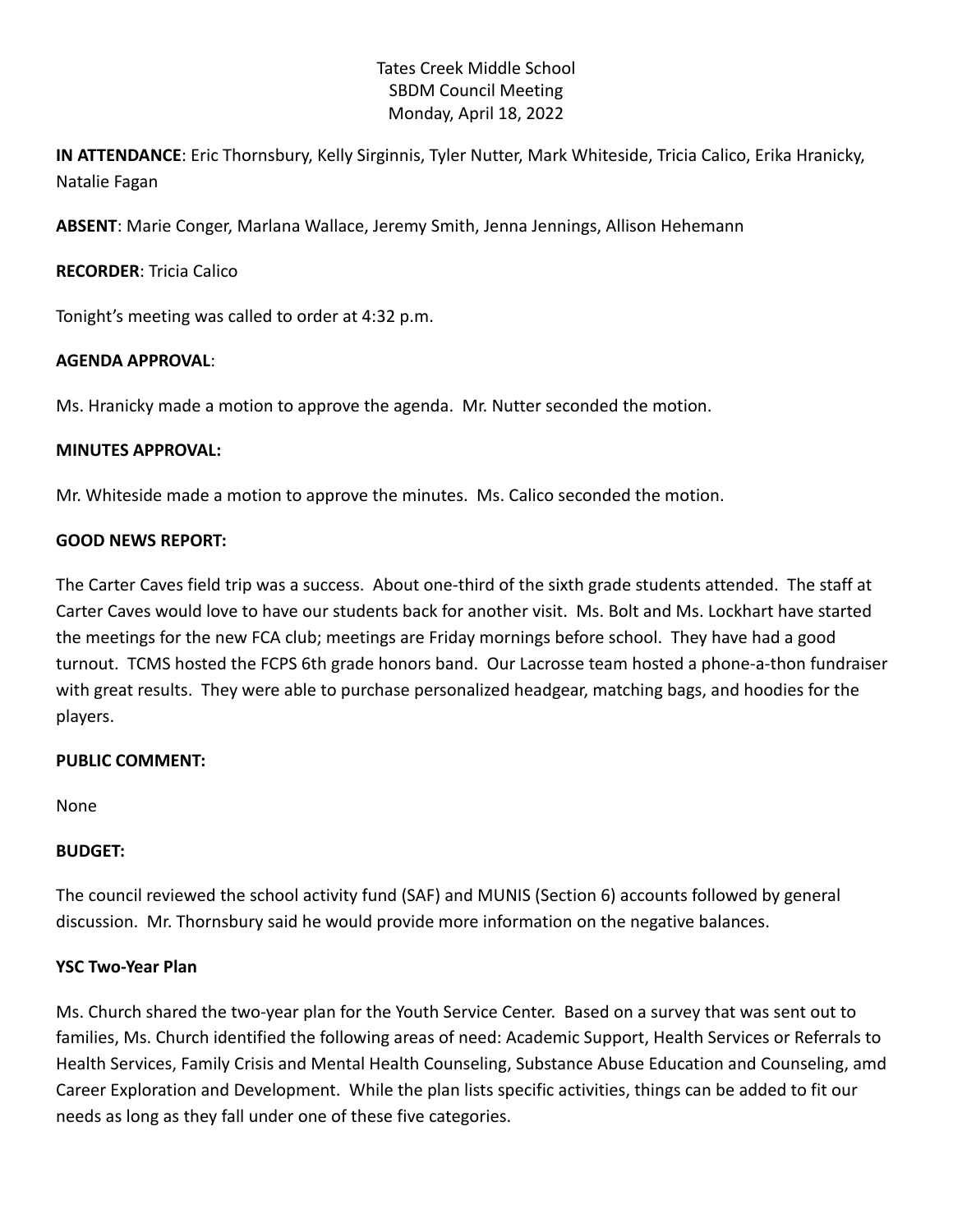Tates Creek Middle School
SBDM Council Meeting
Monday, April 18, 2022

**IN ATTENDANCE**: Eric Thornsbury, Kelly Sirginnis, Tyler Nutter, Mark Whiteside, Tricia Calico, Erika Hranicky, Natalie Fagan

**ABSENT**: Marie Conger, Marlana Wallace, Jeremy Smith, Jenna Jennings, Allison Hehemann

**RECORDER**: Tricia Calico

Tonight's meeting was called to order at 4:32 p.m.

**AGENDA APPROVAL**:

Ms. Hranicky made a motion to approve the agenda. Mr. Nutter seconded the motion.

**MINUTES APPROVAL:**

Mr. Whiteside made a motion to approve the minutes. Ms. Calico seconded the motion.

**GOOD NEWS REPORT:**

The Carter Caves field trip was a success. About one-third of the sixth grade students attended. The staff at Carter Caves would love to have our students back for another visit. Ms. Bolt and Ms. Lockhart have started the meetings for the new FCA club; meetings are Friday mornings before school. They have had a good turnout. TCMS hosted the FCPS 6th grade honors band. Our Lacrosse team hosted a phone-a-thon fundraiser with great results. They were able to purchase personalized headgear, matching bags, and hoodies for the players.

**PUBLIC COMMENT:**

None

**BUDGET:**

The council reviewed the school activity fund (SAF) and MUNIS (Section 6) accounts followed by general discussion. Mr. Thornsbury said he would provide more information on the negative balances.

**YSC Two-Year Plan**

Ms. Church shared the two-year plan for the Youth Service Center. Based on a survey that was sent out to families, Ms. Church identified the following areas of need: Academic Support, Health Services or Referrals to Health Services, Family Crisis and Mental Health Counseling, Substance Abuse Education and Counseling, amd Career Exploration and Development. While the plan lists specific activities, things can be added to fit our needs as long as they fall under one of these five categories.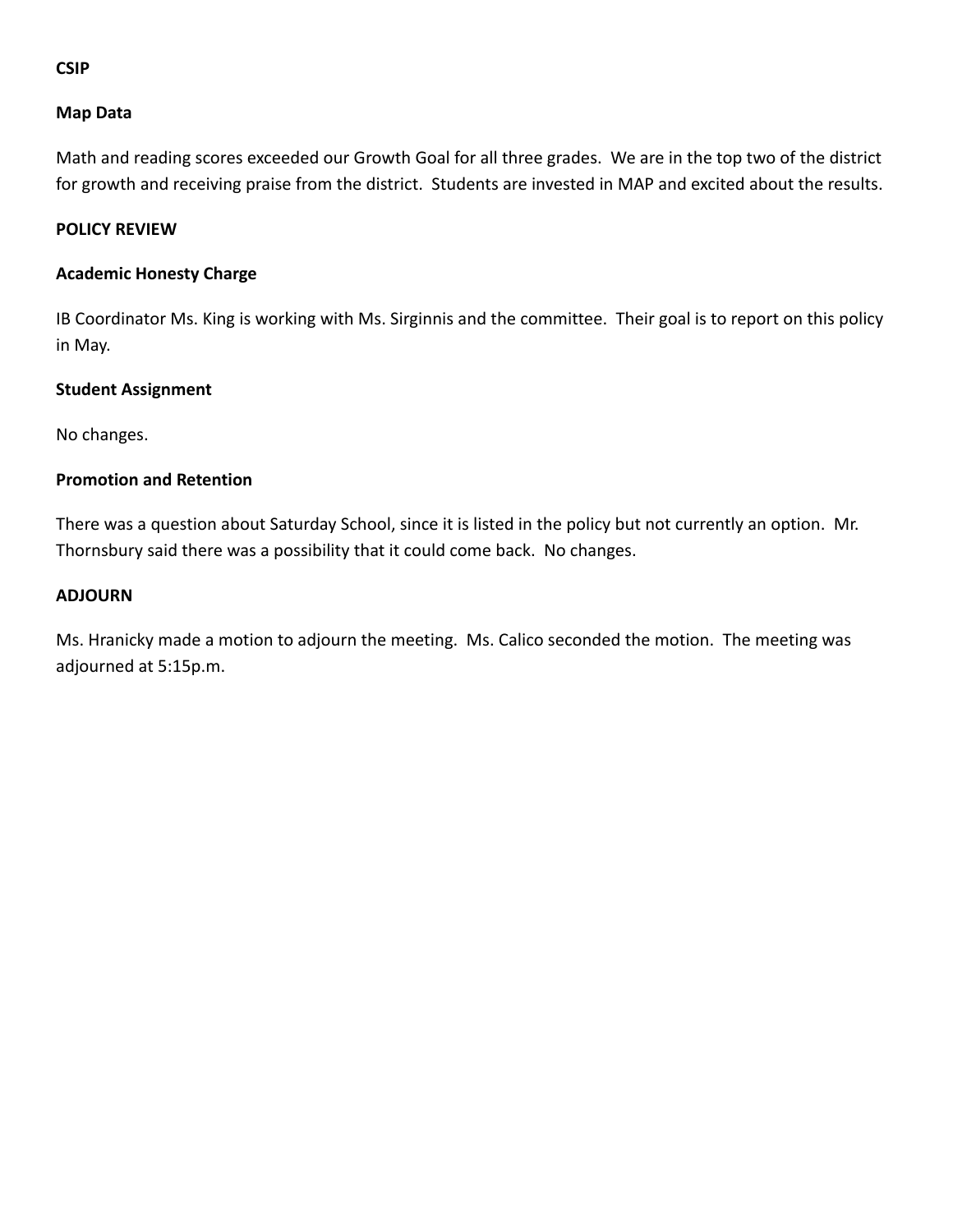## CSIP

### Map Data

Math and reading scores exceeded our Growth Goal for all three grades. We are in the top two of the district for growth and receiving praise from the district. Students are invested in MAP and excited about the results.

## POLICY REVIEW

### Academic Honesty Charge

IB Coordinator Ms. King is working with Ms. Sirginnis and the committee. Their goal is to report on this policy in May.

### Student Assignment

No changes.

### Promotion and Retention

There was a question about Saturday School, since it is listed in the policy but not currently an option. Mr. Thornsbury said there was a possibility that it could come back. No changes.

## ADJOURN

Ms. Hranicky made a motion to adjourn the meeting. Ms. Calico seconded the motion. The meeting was adjourned at 5:15p.m.